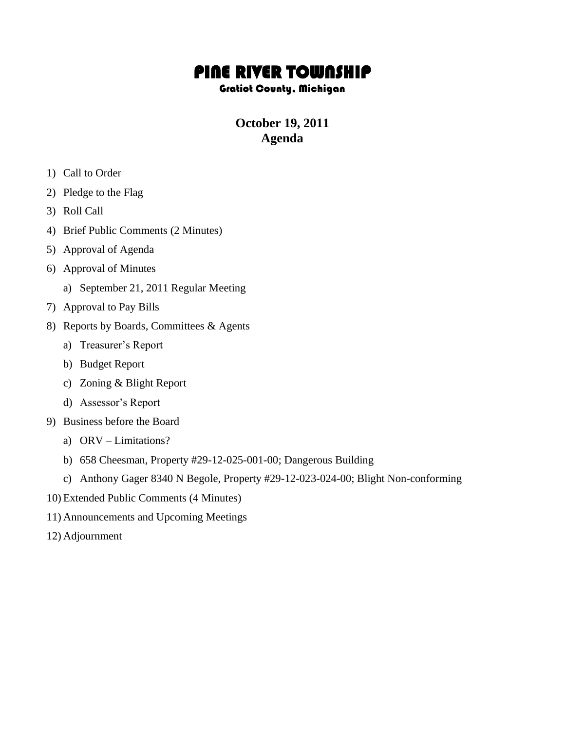# PINE RIVER TOWNSHIP

### Gratiot County, Michigan

## October 19, 2011
## Agenda

1) Call to Order
2) Pledge to the Flag
3) Roll Call
4) Brief Public Comments (2 Minutes)
5) Approval of Agenda
6) Approval of Minutes
    a) September 21, 2011 Regular Meeting
7) Approval to Pay Bills
8) Reports by Boards, Committees & Agents
    a) Treasurer's Report
    b) Budget Report
    c) Zoning & Blight Report
    d) Assessor's Report
9) Business before the Board
    a) ORV – Limitations?
    b) 658 Cheesman, Property #29-12-025-001-00; Dangerous Building
    c) Anthony Gager 8340 N Begole, Property #29-12-023-024-00; Blight Non-conforming
10) Extended Public Comments (4 Minutes)
11) Announcements and Upcoming Meetings
12) Adjournment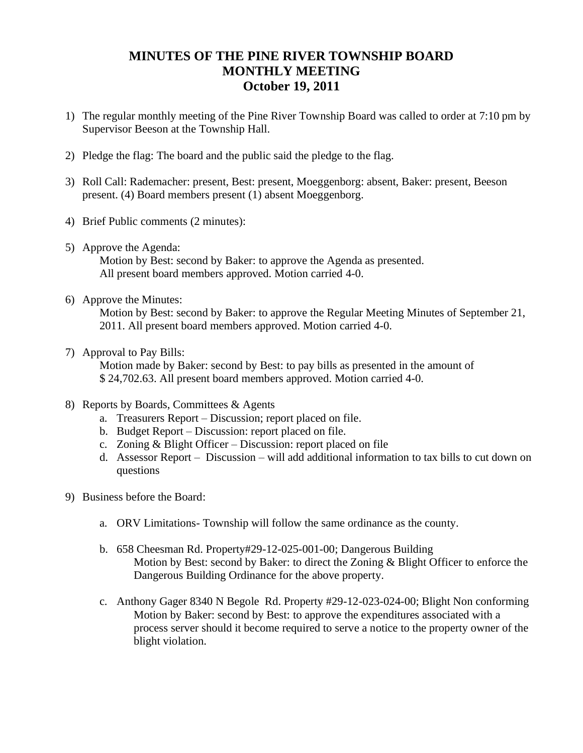# MINUTES OF THE PINE RIVER TOWNSHIP BOARD MONTHLY MEETING October 19, 2011

1) The regular monthly meeting of the Pine River Township Board was called to order at 7:10 pm by Supervisor Beeson at the Township Hall.

2) Pledge the flag: The board and the public said the pledge to the flag.

3) Roll Call: Rademacher: present, Best: present, Moeggenborg: absent, Baker: present, Beeson present. (4) Board members present (1) absent Moeggenborg.

4) Brief Public comments (2 minutes):

5) Approve the Agenda:
   Motion by Best: second by Baker: to approve the Agenda as presented.
   All present board members approved. Motion carried 4-0.

6) Approve the Minutes:
   Motion by Best: second by Baker: to approve the Regular Meeting Minutes of September 21, 2011. All present board members approved. Motion carried 4-0.

7) Approval to Pay Bills:
   Motion made by Baker: second by Best: to pay bills as presented in the amount of $ 24,702.63. All present board members approved. Motion carried 4-0.

8) Reports by Boards, Committees & Agents
   a. Treasurers Report – Discussion; report placed on file.
   b. Budget Report – Discussion: report placed on file.
   c. Zoning & Blight Officer – Discussion: report placed on file
   d. Assessor Report – Discussion – will add additional information to tax bills to cut down on questions

9) Business before the Board:

   a. ORV Limitations- Township will follow the same ordinance as the county.

   b. 658 Cheesman Rd. Property#29-12-025-001-00; Dangerous Building
      Motion by Best: second by Baker: to direct the Zoning & Blight Officer to enforce the Dangerous Building Ordinance for the above property.

   c. Anthony Gager 8340 N Begole Rd. Property #29-12-023-024-00; Blight Non conforming
      Motion by Baker: second by Best: to approve the expenditures associated with a process server should it become required to serve a notice to the property owner of the blight violation.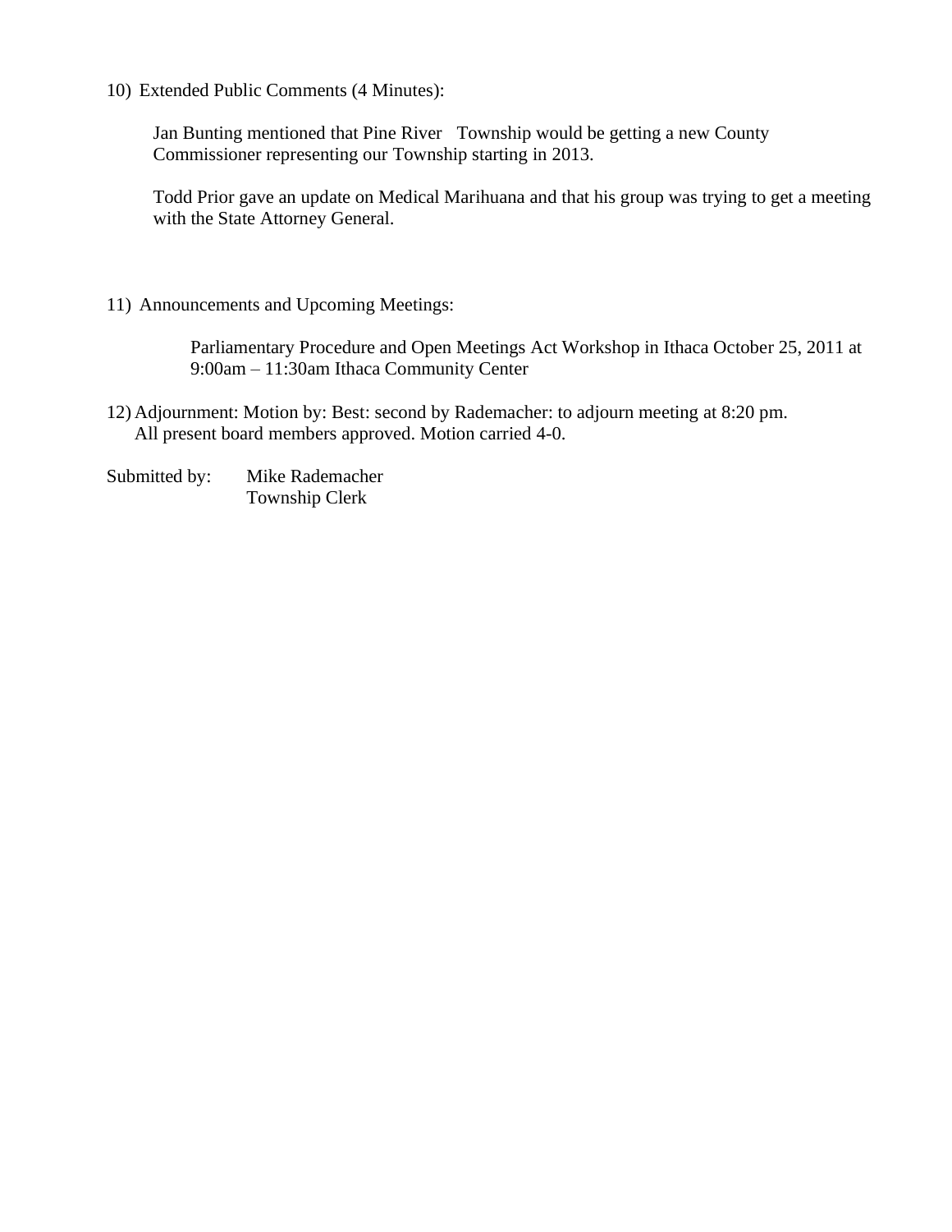10) Extended Public Comments (4 Minutes):

Jan Bunting mentioned that Pine River Township would be getting a new County Commissioner representing our Township starting in 2013.

Todd Prior gave an update on Medical Marihuana and that his group was trying to get a meeting with the State Attorney General.

11) Announcements and Upcoming Meetings:

Parliamentary Procedure and Open Meetings Act Workshop in Ithaca October 25, 2011 at 9:00am – 11:30am Ithaca Community Center

12) Adjournment: Motion by: Best: second by Rademacher: to adjourn meeting at 8:20 pm. All present board members approved. Motion carried 4-0.

Submitted by: Mike Rademacher
Township Clerk